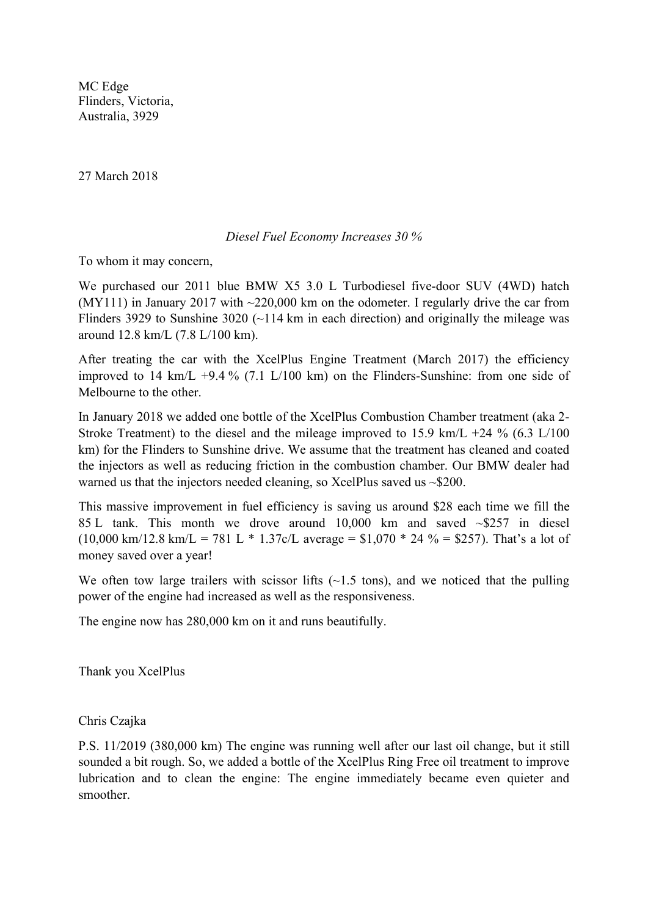MC Edge
Flinders, Victoria,
Australia, 3929

27 March 2018

*Diesel Fuel Economy Increases 30 %*

To whom it may concern,

We purchased our 2011 blue BMW X5 3.0 L Turbodiesel five-door SUV (4WD) hatch (MY111) in January 2017 with ~220,000 km on the odometer. I regularly drive the car from Flinders 3929 to Sunshine 3020 (~114 km in each direction) and originally the mileage was around 12.8 km/L (7.8 L/100 km).

After treating the car with the XcelPlus Engine Treatment (March 2017) the efficiency improved to 14 km/L +9.4 % (7.1 L/100 km) on the Flinders-Sunshine: from one side of Melbourne to the other.

In January 2018 we added one bottle of the XcelPlus Combustion Chamber treatment (aka 2-Stroke Treatment) to the diesel and the mileage improved to 15.9 km/L +24 % (6.3 L/100 km) for the Flinders to Sunshine drive. We assume that the treatment has cleaned and coated the injectors as well as reducing friction in the combustion chamber. Our BMW dealer had warned us that the injectors needed cleaning, so XcelPlus saved us ~$200.

This massive improvement in fuel efficiency is saving us around $28 each time we fill the 85 L tank. This month we drove around 10,000 km and saved ~$257 in diesel (10,000 km/12.8 km/L = 781 L * 1.37c/L average = $1,070 * 24 % = $257). That's a lot of money saved over a year!

We often tow large trailers with scissor lifts (~1.5 tons), and we noticed that the pulling power of the engine had increased as well as the responsiveness.

The engine now has 280,000 km on it and runs beautifully.

Thank you XcelPlus

Chris Czajka

P.S. 11/2019 (380,000 km) The engine was running well after our last oil change, but it still sounded a bit rough. So, we added a bottle of the XcelPlus Ring Free oil treatment to improve lubrication and to clean the engine: The engine immediately became even quieter and smoother.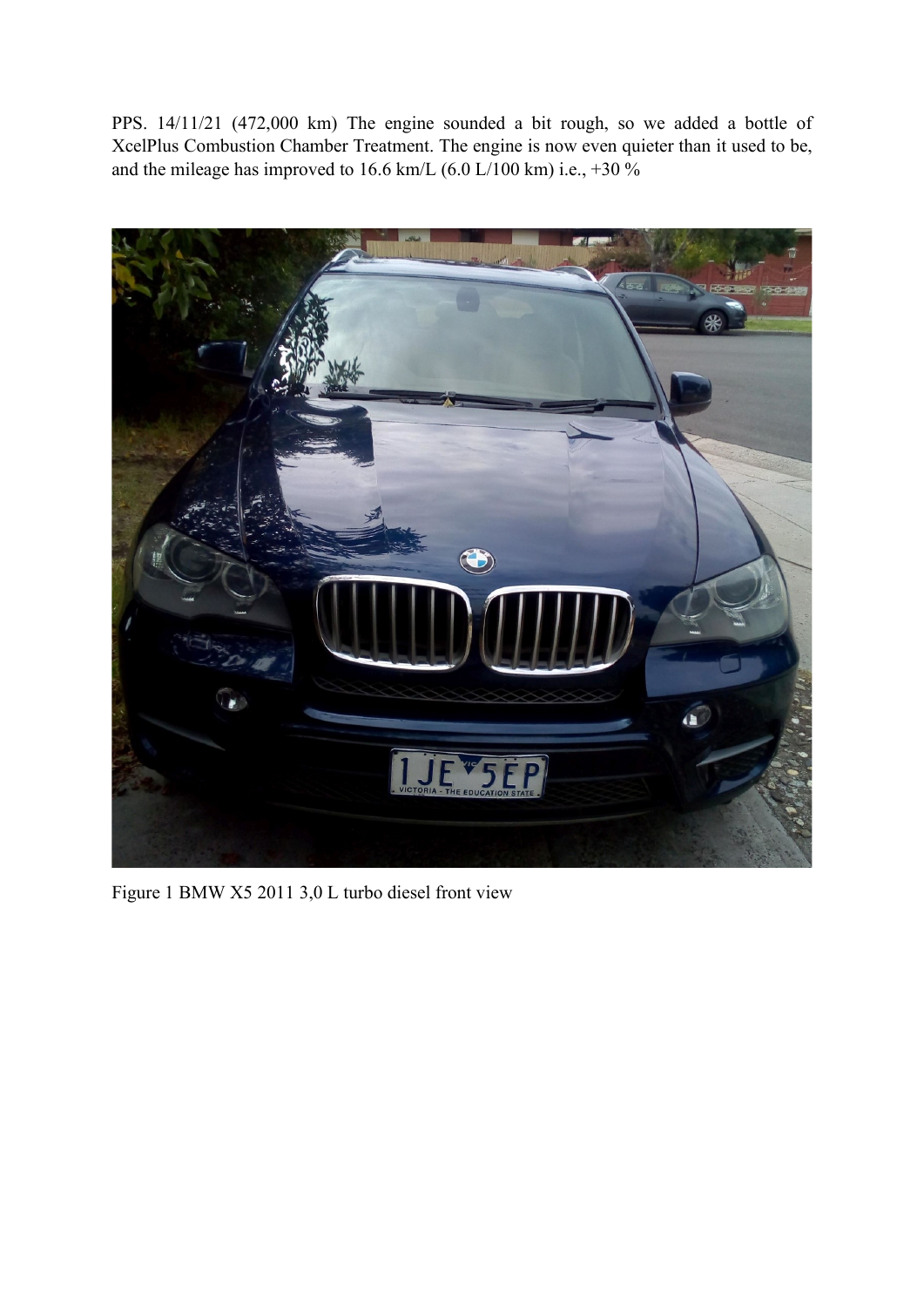PPS. 14/11/21 (472,000 km) The engine sounded a bit rough, so we added a bottle of XcelPlus Combustion Chamber Treatment. The engine is now even quieter than it used to be, and the mileage has improved to 16.6 km/L (6.0 L/100 km) i.e., +30 %

Figure 1 BMW X5 2011 3,0 L turbo diesel front view